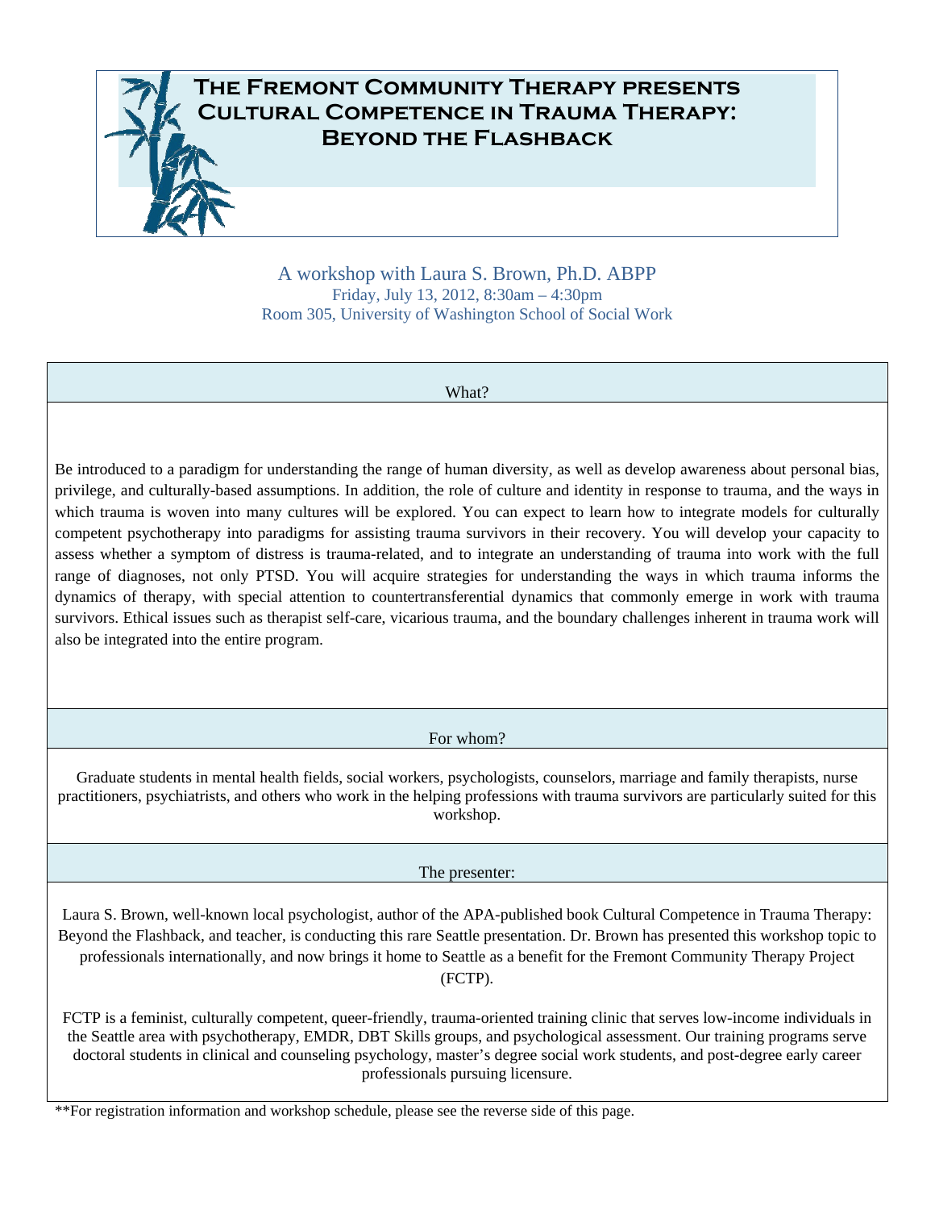# The Fremont Community Therapy presents Cultural Competence in Trauma Therapy: Beyond the Flashback

A workshop with Laura S. Brown, Ph.D. ABPP
Friday, July 13, 2012, 8:30am – 4:30pm
Room 305, University of Washington School of Social Work

## What?

Be introduced to a paradigm for understanding the range of human diversity, as well as develop awareness about personal bias, privilege, and culturally-based assumptions. In addition, the role of culture and identity in response to trauma, and the ways in which trauma is woven into many cultures will be explored. You can expect to learn how to integrate models for culturally competent psychotherapy into paradigms for assisting trauma survivors in their recovery. You will develop your capacity to assess whether a symptom of distress is trauma-related, and to integrate an understanding of trauma into work with the full range of diagnoses, not only PTSD. You will acquire strategies for understanding the ways in which trauma informs the dynamics of therapy, with special attention to countertransferential dynamics that commonly emerge in work with trauma survivors. Ethical issues such as therapist self-care, vicarious trauma, and the boundary challenges inherent in trauma work will also be integrated into the entire program.

## For whom?

Graduate students in mental health fields, social workers, psychologists, counselors, marriage and family therapists, nurse practitioners, psychiatrists, and others who work in the helping professions with trauma survivors are particularly suited for this workshop.

## The presenter:

Laura S. Brown, well-known local psychologist, author of the APA-published book Cultural Competence in Trauma Therapy: Beyond the Flashback, and teacher, is conducting this rare Seattle presentation. Dr. Brown has presented this workshop topic to professionals internationally, and now brings it home to Seattle as a benefit for the Fremont Community Therapy Project (FCTP).

FCTP is a feminist, culturally competent, queer-friendly, trauma-oriented training clinic that serves low-income individuals in the Seattle area with psychotherapy, EMDR, DBT Skills groups, and psychological assessment. Our training programs serve doctoral students in clinical and counseling psychology, master's degree social work students, and post-degree early career professionals pursuing licensure.

**For registration information and workshop schedule, please see the reverse side of this page.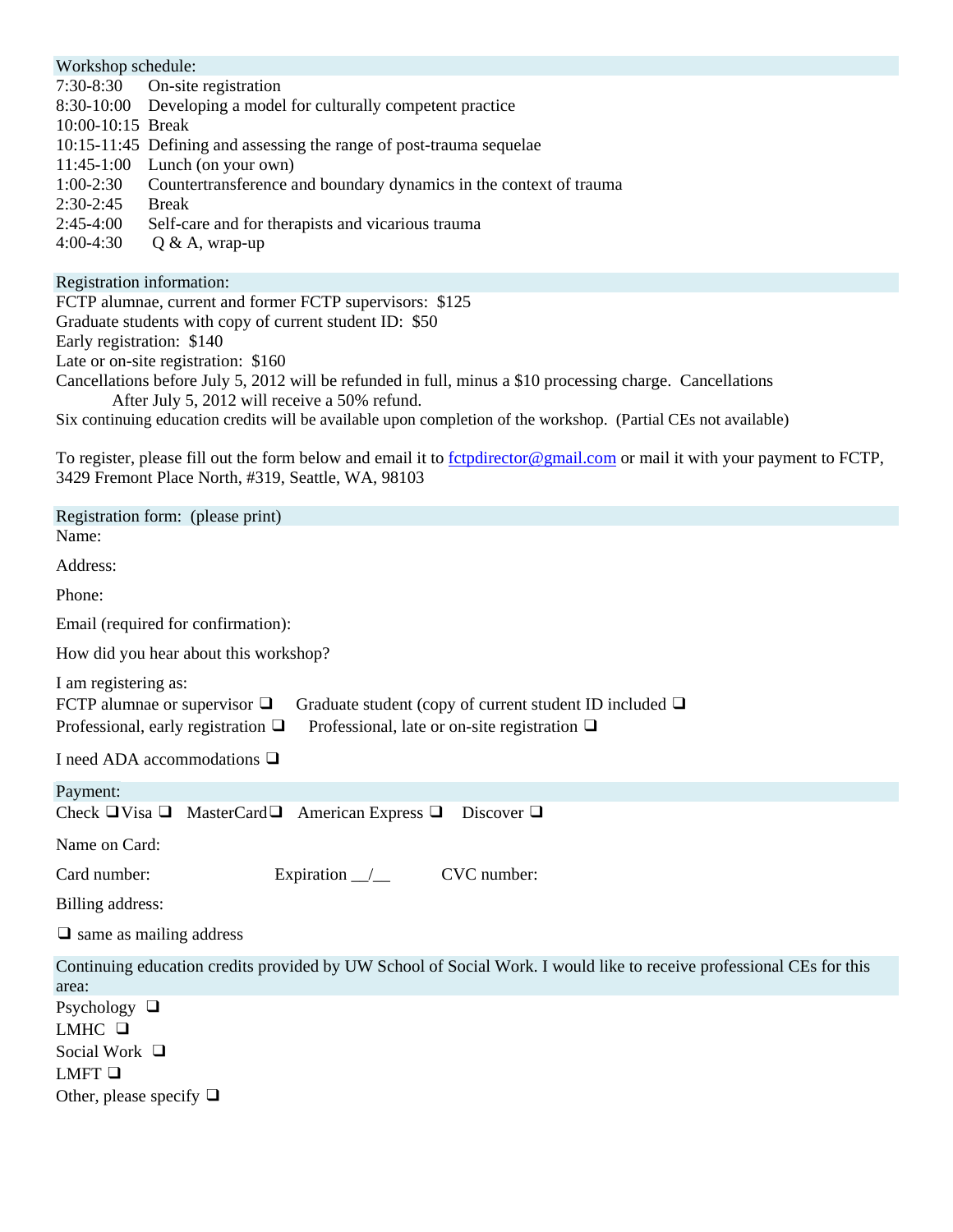## Workshop schedule:

| | |
|---|---|
| 7:30-8:30 | On-site registration |
| 8:30-10:00 | Developing a model for culturally competent practice |
| 10:00-10:15 | Break |
| 10:15-11:45 | Defining and assessing the range of post-trauma sequelae |
| 11:45-1:00 | Lunch (on your own) |
| 1:00-2:30 | Countertransference and boundary dynamics in the context of trauma |
| 2:30-2:45 | Break |
| 2:45-4:00 | Self-care and for therapists and vicarious trauma |
| 4:00-4:30 | Q & A, wrap-up |

## Registration information:

FCTP alumnae, current and former FCTP supervisors: $125
Graduate students with copy of current student ID: $50
Early registration: $140
Late or on-site registration: $160
Cancellations before July 5, 2012 will be refunded in full, minus a $10 processing charge. Cancellations After July 5, 2012 will receive a 50% refund.
Six continuing education credits will be available upon completion of the workshop. (Partial CEs not available)

To register, please fill out the form below and email it to fctpdirector@gmail.com or mail it with your payment to FCTP, 3429 Fremont Place North, #319, Seattle, WA, 98103

## Registration form: (please print)

Name:

Address:

Phone:

Email (required for confirmation):

How did you hear about this workshop?

I am registering as:
FCTP alumnae or supervisor ❑ Graduate student (copy of current student ID included ❑
Professional, early registration ❑ Professional, late or on-site registration ❑

I need ADA accommodations ❑

## Payment:

Check ❑ Visa ❑ MasterCard ❑ American Express ❑ Discover ❑

Name on Card:

Card number: Expiration __/__ CVC number:

Billing address:

❑ same as mailing address

## Continuing education credits provided by UW School of Social Work. I would like to receive professional CEs for this area:

Psychology ❑
LMHC ❑
Social Work ❑
LMFT ❑
Other, please specify ❑